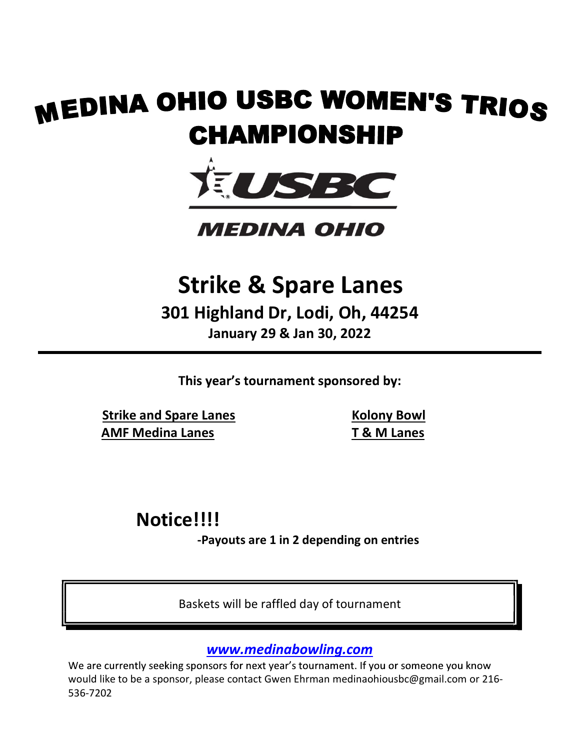# MEDINA OHIO USBC WOMEN'S TRIOS CHAMPIONSHIP

USBC

MEDINA OHIO

## Strike & Spare Lanes

### 301 Highland Dr, Lodi, Oh, 44254

**January 29 & Jan 30, 2022**

---

**This year's tournament sponsored by:**

**Strike and Spare Lanes**
**AMF Medina Lanes**
**Kolony Bowl**
**T & M Lanes**

## Notice!!!!

**-Payouts are 1 in 2 depending on entries**

Baskets will be raffled day of tournament

***www.medinabowling.com***

We are currently seeking sponsors for next year's tournament. If you or someone you know would like to be a sponsor, please contact Gwen Ehrman medinaohiousbc@gmail.com or 216-536-7202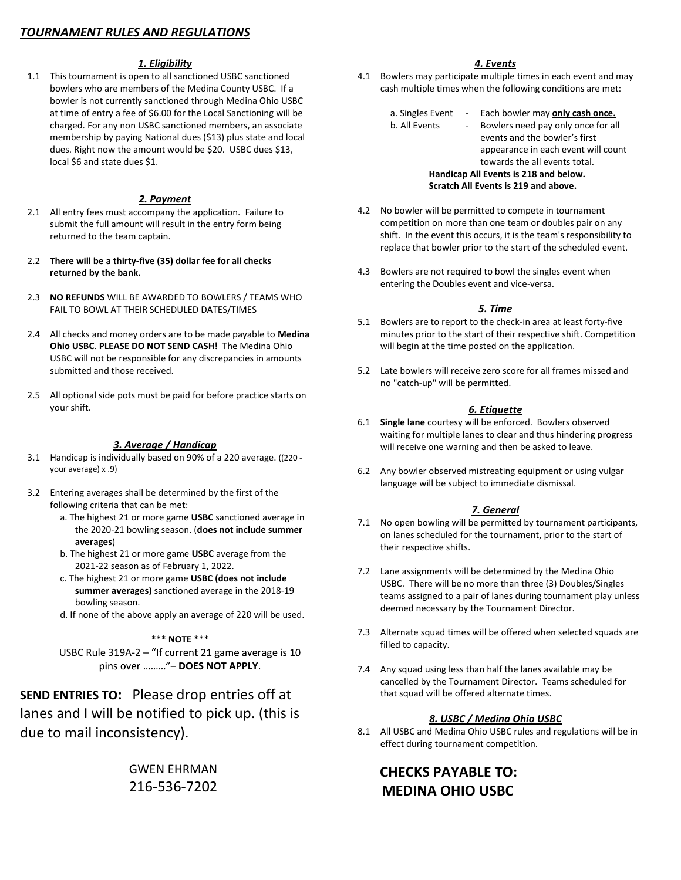## ***TOURNAMENT RULES AND REGULATIONS***

### ***1. Eligibility***

1.1 This tournament is open to all sanctioned USBC sanctioned bowlers who are members of the Medina County USBC. If a bowler is not currently sanctioned through Medina Ohio USBC at time of entry a fee of $6.00 for the Local Sanctioning will be charged. For any non USBC sanctioned members, an associate membership by paying National dues ($13) plus state and local dues. Right now the amount would be $20. USBC dues $13, local $6 and state dues $1.

### ***2. Payment***

2.1 All entry fees must accompany the application. Failure to submit the full amount will result in the entry form being returned to the team captain.

2.2 **There will be a thirty-five (35) dollar fee for all checks returned by the bank.**

2.3 **NO REFUNDS** WILL BE AWARDED TO BOWLERS / TEAMS WHO FAIL TO BOWL AT THEIR SCHEDULED DATES/TIMES

2.4 All checks and money orders are to be made payable to **Medina Ohio USBC**. **PLEASE DO NOT SEND CASH!** The Medina Ohio USBC will not be responsible for any discrepancies in amounts submitted and those received.

2.5 All optional side pots must be paid for before practice starts on your shift.

### ***3. Average / Handicap***

3.1 Handicap is individually based on 90% of a 220 average. ((220 - your average) x .9)

3.2 Entering averages shall be determined by the first of the following criteria that can be met:

a. The highest 21 or more game **USBC** sanctioned average in the 2020-21 bowling season. (**does not include summer averages**)

b. The highest 21 or more game **USBC** average from the 2021-22 season as of February 1, 2022.

c. The highest 21 or more game **USBC (does not include summer averages)** sanctioned average in the 2018-19 bowling season.

d. If none of the above apply an average of 220 will be used.

\*\*\* **NOTE** \*\*\*

USBC Rule 319A-2 – "If current 21 game average is 10 pins over ………"– **DOES NOT APPLY**.

**SEND ENTRIES TO:** Please drop entries off at lanes and I will be notified to pick up. (this is due to mail inconsistency).

GWEN EHRMAN
216-536-7202

### ***4. Events***

4.1 Bowlers may participate multiple times in each event and may cash multiple times when the following conditions are met:

a. Singles Event - Each bowler may **only cash once.**

b. All Events - Bowlers need pay only once for all events and the bowler's first appearance in each event will count towards the all events total.

**Handicap All Events is 218 and below.**
**Scratch All Events is 219 and above.**

4.2 No bowler will be permitted to compete in tournament competition on more than one team or doubles pair on any shift. In the event this occurs, it is the team's responsibility to replace that bowler prior to the start of the scheduled event.

4.3 Bowlers are not required to bowl the singles event when entering the Doubles event and vice-versa.

### ***5. Time***

5.1 Bowlers are to report to the check-in area at least forty-five minutes prior to the start of their respective shift. Competition will begin at the time posted on the application.

5.2 Late bowlers will receive zero score for all frames missed and no "catch-up" will be permitted.

### ***6. Etiquette***

6.1 **Single lane** courtesy will be enforced. Bowlers observed waiting for multiple lanes to clear and thus hindering progress will receive one warning and then be asked to leave.

6.2 Any bowler observed mistreating equipment or using vulgar language will be subject to immediate dismissal.

### ***7. General***

7.1 No open bowling will be permitted by tournament participants, on lanes scheduled for the tournament, prior to the start of their respective shifts.

7.2 Lane assignments will be determined by the Medina Ohio USBC. There will be no more than three (3) Doubles/Singles teams assigned to a pair of lanes during tournament play unless deemed necessary by the Tournament Director.

7.3 Alternate squad times will be offered when selected squads are filled to capacity.

7.4 Any squad using less than half the lanes available may be cancelled by the Tournament Director. Teams scheduled for that squad will be offered alternate times.

### ***8. USBC / Medina Ohio USBC***

8.1 All USBC and Medina Ohio USBC rules and regulations will be in effect during tournament competition.

**CHECKS PAYABLE TO:**
**MEDINA OHIO USBC**